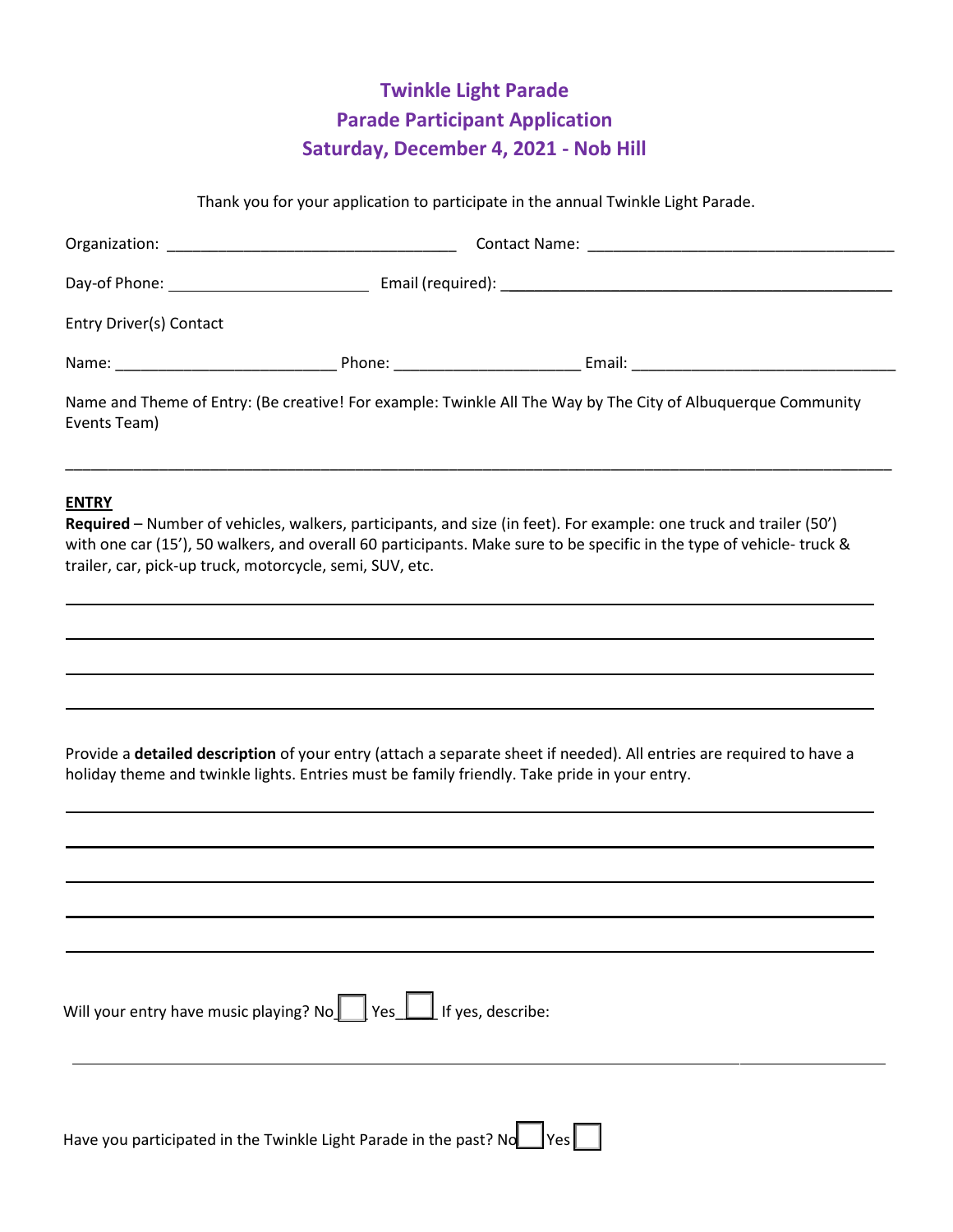# Twinkle Light Parade
## Parade Participant Application
## Saturday, December 4, 2021 - Nob Hill

Thank you for your application to participate in the annual Twinkle Light Parade.

Organization: ________________________________ Contact Name: ___________________________________

Day-of Phone: ______________________ Email (required): _____________________________________________

Entry Driver(s) Contact

Name: _________________________ Phone: _____________________ Email: _______________________________

Name and Theme of Entry: (Be creative! For example: Twinkle All The Way by The City of Albuquerque Community Events Team)

_____________________________________________________________________________________________

**ENTRY**

**Required** – Number of vehicles, walkers, participants, and size (in feet). For example: one truck and trailer (50') with one car (15'), 50 walkers, and overall 60 participants. Make sure to be specific in the type of vehicle- truck & trailer, car, pick-up truck, motorcycle, semi, SUV, etc.

_____________________________________________________________________________________________

_____________________________________________________________________________________________

_____________________________________________________________________________________________

_____________________________________________________________________________________________

Provide a **detailed description** of your entry (attach a separate sheet if needed). All entries are required to have a holiday theme and twinkle lights. Entries must be family friendly. Take pride in your entry.

_____________________________________________________________________________________________

_____________________________________________________________________________________________

_____________________________________________________________________________________________

_____________________________________________________________________________________________

_____________________________________________________________________________________________

Will your entry have music playing? No ☐ Yes ☐ If yes, describe:

_____________________________________________________________________________________________

Have you participated in the Twinkle Light Parade in the past? No ☐ Yes ☐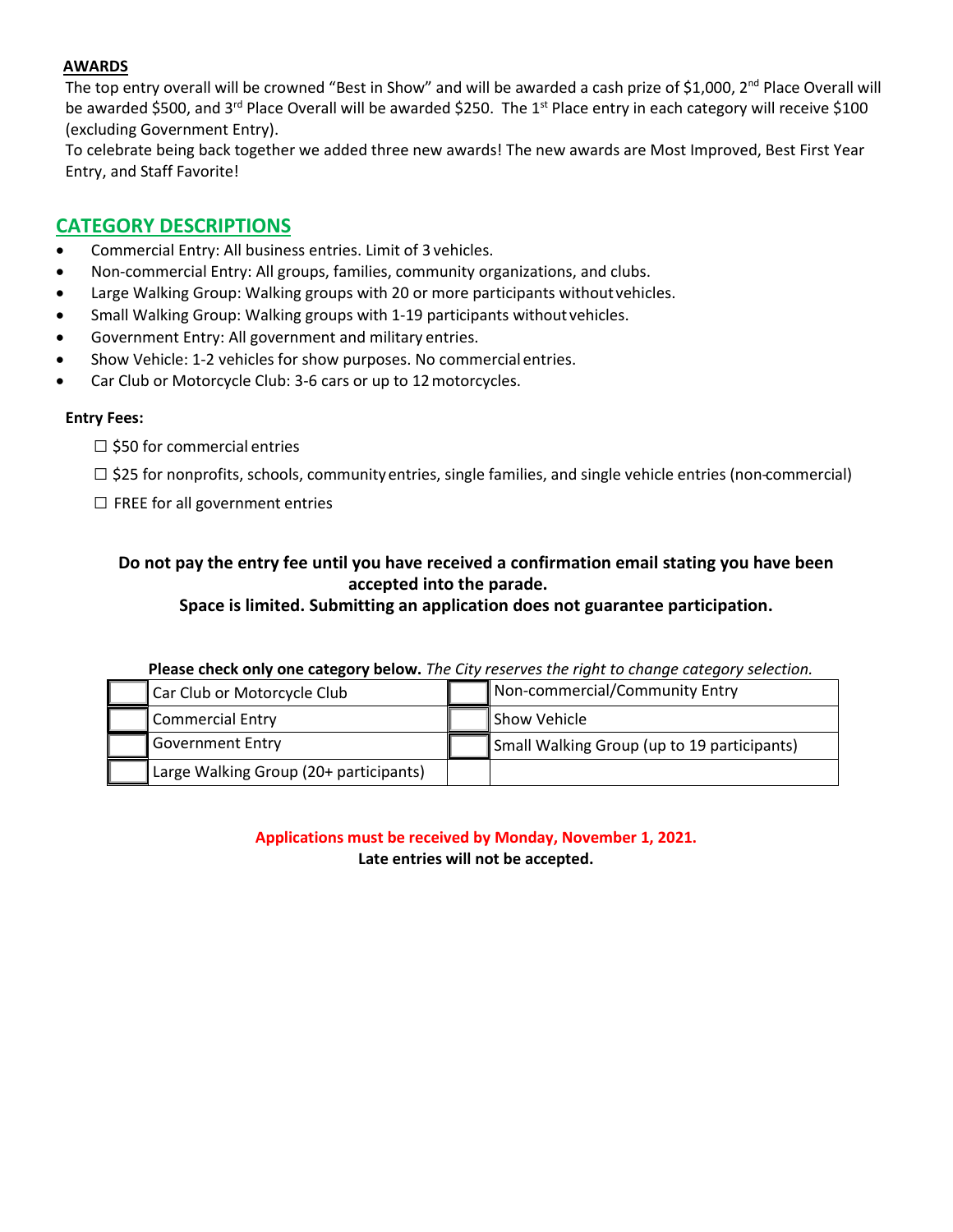**AWARDS**

The top entry overall will be crowned "Best in Show" and will be awarded a cash prize of $1,000, 2nd Place Overall will be awarded $500, and 3rd Place Overall will be awarded $250. The 1st Place entry in each category will receive $100 (excluding Government Entry).

To celebrate being back together we added three new awards! The new awards are Most Improved, Best First Year Entry, and Staff Favorite!

## CATEGORY DESCRIPTIONS

- Commercial Entry: All business entries. Limit of 3 vehicles.
- Non-commercial Entry: All groups, families, community organizations, and clubs.
- Large Walking Group: Walking groups with 20 or more participants without vehicles.
- Small Walking Group: Walking groups with 1-19 participants without vehicles.
- Government Entry: All government and military entries.
- Show Vehicle: 1-2 vehicles for show purposes. No commercial entries.
- Car Club or Motorcycle Club: 3-6 cars or up to 12 motorcycles.

**Entry Fees:**

☐ $50 for commercial entries

☐ $25 for nonprofits, schools, community entries, single families, and single vehicle entries (non-commercial)

☐ FREE for all government entries

**Do not pay the entry fee until you have received a confirmation email stating you have been accepted into the parade.**
**Space is limited. Submitting an application does not guarantee participation.**

**Please check only one category below.** *The City reserves the right to change category selection.*

| | | | |
|---|---|---|---|
| ☐ | Car Club or Motorcycle Club | ☐ | Non-commercial/Community Entry |
| ☐ | Commercial Entry | ☐ | Show Vehicle |
| ☐ | Government Entry | ☐ | Small Walking Group (up to 19 participants) |
| ☐ | Large Walking Group (20+ participants) | | |

**Applications must be received by Monday, November 1, 2021.**
**Late entries will not be accepted.**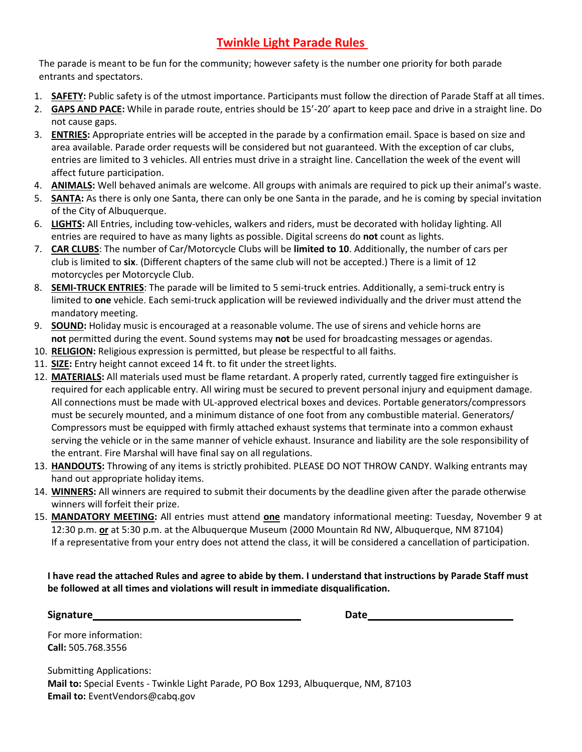# Twinkle Light Parade Rules

The parade is meant to be fun for the community; however safety is the number one priority for both parade entrants and spectators.

1. **SAFETY:** Public safety is of the utmost importance. Participants must follow the direction of Parade Staff at all times.
2. **GAPS AND PACE:** While in parade route, entries should be 15'-20' apart to keep pace and drive in a straight line. Do not cause gaps.
3. **ENTRIES:** Appropriate entries will be accepted in the parade by a confirmation email. Space is based on size and area available. Parade order requests will be considered but not guaranteed. With the exception of car clubs, entries are limited to 3 vehicles. All entries must drive in a straight line. Cancellation the week of the event will affect future participation.
4. **ANIMALS:** Well behaved animals are welcome. All groups with animals are required to pick up their animal's waste.
5. **SANTA:** As there is only one Santa, there can only be one Santa in the parade, and he is coming by special invitation of the City of Albuquerque.
6. **LIGHTS:** All Entries, including tow-vehicles, walkers and riders, must be decorated with holiday lighting. All entries are required to have as many lights as possible. Digital screens do **not** count as lights.
7. **CAR CLUBS**: The number of Car/Motorcycle Clubs will be **limited to 10**. Additionally, the number of cars per club is limited to **six**. (Different chapters of the same club will not be accepted.) There is a limit of 12 motorcycles per Motorcycle Club.
8. **SEMI-TRUCK ENTRIES**: The parade will be limited to 5 semi-truck entries. Additionally, a semi-truck entry is limited to **one** vehicle. Each semi-truck application will be reviewed individually and the driver must attend the mandatory meeting.
9. **SOUND:** Holiday music is encouraged at a reasonable volume. The use of sirens and vehicle horns are **not** permitted during the event. Sound systems may **not** be used for broadcasting messages or agendas.
10. **RELIGION:** Religious expression is permitted, but please be respectful to all faiths.
11. **SIZE:** Entry height cannot exceed 14 ft. to fit under the street lights.
12. **MATERIALS:** All materials used must be flame retardant. A properly rated, currently tagged fire extinguisher is required for each applicable entry. All wiring must be secured to prevent personal injury and equipment damage. All connections must be made with UL-approved electrical boxes and devices. Portable generators/compressors must be securely mounted, and a minimum distance of one foot from any combustible material. Generators/ Compressors must be equipped with firmly attached exhaust systems that terminate into a common exhaust serving the vehicle or in the same manner of vehicle exhaust. Insurance and liability are the sole responsibility of the entrant. Fire Marshal will have final say on all regulations.
13. **HANDOUTS:** Throwing of any items is strictly prohibited. PLEASE DO NOT THROW CANDY. Walking entrants may hand out appropriate holiday items.
14. **WINNERS:** All winners are required to submit their documents by the deadline given after the parade otherwise winners will forfeit their prize.
15. **MANDATORY MEETING:** All entries must attend **one** mandatory informational meeting: Tuesday, November 9 at 12:30 p.m. **or** at 5:30 p.m. at the Albuquerque Museum (2000 Mountain Rd NW, Albuquerque, NM 87104) If a representative from your entry does not attend the class, it will be considered a cancellation of participation.

**I have read the attached Rules and agree to abide by them. I understand that instructions by Parade Staff must be followed at all times and violations will result in immediate disqualification.**

**Signature**\_\_\_\_\_\_\_\_\_\_\_\_\_\_\_\_\_\_\_\_\_\_\_\_\_\_\_\_\_\_\_\_\_\_\_\_ **Date**\_\_\_\_\_\_\_\_\_\_\_\_\_\_\_\_\_\_\_\_\_\_\_\_

For more information:
**Call:** 505.768.3556

Submitting Applications:
**Mail to:** Special Events - Twinkle Light Parade, PO Box 1293, Albuquerque, NM, 87103
**Email to:** EventVendors@cabq.gov